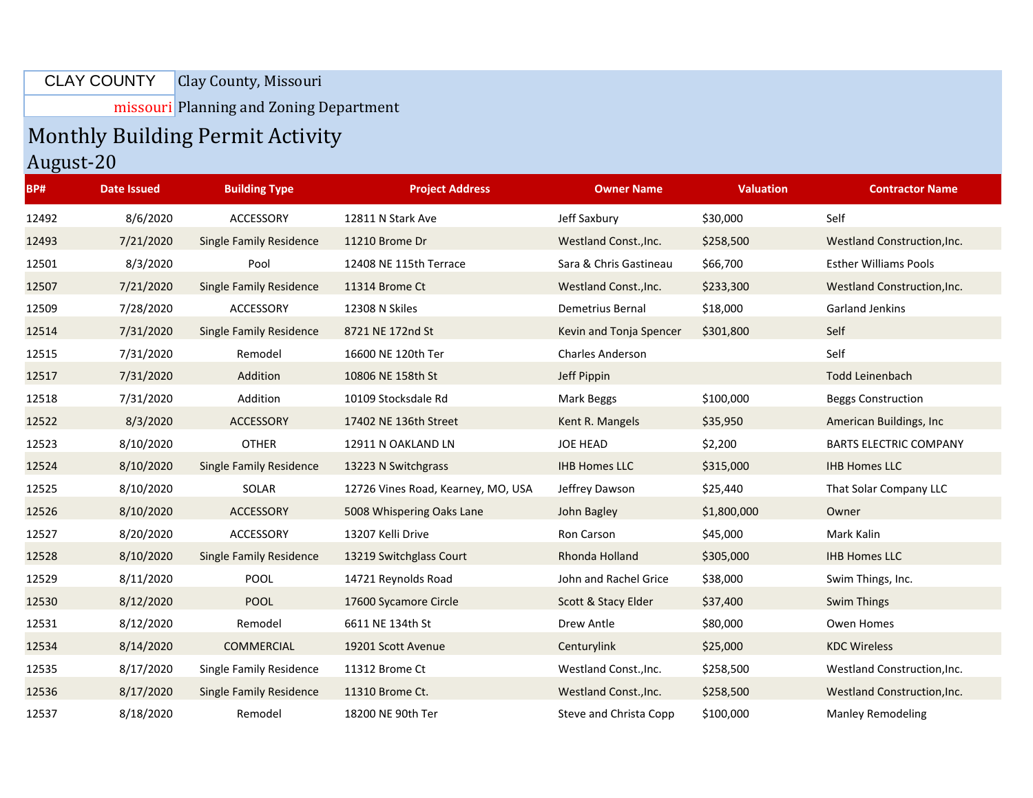CLAY COUNTY missouri

Clay County, Missouri

Planning and Zoning Department

# Monthly Building Permit Activity

## August-20

| BP# | Date Issued | Building Type | Project Address | Owner Name | Valuation | Contractor Name |
|---|---|---|---|---|---|---|
| 12492 | 8/6/2020 | ACCESSORY | 12811 N Stark Ave | Jeff Saxbury | $30,000 | Self |
| 12493 | 7/21/2020 | Single Family Residence | 11210 Brome Dr | Westland Const.,Inc. | $258,500 | Westland Construction,Inc. |
| 12501 | 8/3/2020 | Pool | 12408 NE 115th Terrace | Sara & Chris Gastineau | $66,700 | Esther Williams Pools |
| 12507 | 7/21/2020 | Single Family Residence | 11314 Brome Ct | Westland Const.,Inc. | $233,300 | Westland Construction,Inc. |
| 12509 | 7/28/2020 | ACCESSORY | 12308 N Skiles | Demetrius Bernal | $18,000 | Garland Jenkins |
| 12514 | 7/31/2020 | Single Family Residence | 8721 NE 172nd St | Kevin and Tonja Spencer | $301,800 | Self |
| 12515 | 7/31/2020 | Remodel | 16600 NE 120th Ter | Charles Anderson | | Self |
| 12517 | 7/31/2020 | Addition | 10806 NE 158th St | Jeff Pippin | | Todd Leinenbach |
| 12518 | 7/31/2020 | Addition | 10109 Stocksdale Rd | Mark Beggs | $100,000 | Beggs Construction |
| 12522 | 8/3/2020 | ACCESSORY | 17402 NE 136th Street | Kent R. Mangels | $35,950 | American Buildings, Inc |
| 12523 | 8/10/2020 | OTHER | 12911 N OAKLAND LN | JOE HEAD | $2,200 | BARTS ELECTRIC COMPANY |
| 12524 | 8/10/2020 | Single Family Residence | 13223 N Switchgrass | IHB Homes LLC | $315,000 | IHB Homes LLC |
| 12525 | 8/10/2020 | SOLAR | 12726 Vines Road, Kearney, MO, USA | Jeffrey Dawson | $25,440 | That Solar Company LLC |
| 12526 | 8/10/2020 | ACCESSORY | 5008 Whispering Oaks Lane | John Bagley | $1,800,000 | Owner |
| 12527 | 8/20/2020 | ACCESSORY | 13207 Kelli Drive | Ron Carson | $45,000 | Mark Kalin |
| 12528 | 8/10/2020 | Single Family Residence | 13219 Switchglass Court | Rhonda Holland | $305,000 | IHB Homes LLC |
| 12529 | 8/11/2020 | POOL | 14721 Reynolds Road | John and Rachel Grice | $38,000 | Swim Things, Inc. |
| 12530 | 8/12/2020 | POOL | 17600 Sycamore Circle | Scott & Stacy Elder | $37,400 | Swim Things |
| 12531 | 8/12/2020 | Remodel | 6611 NE 134th St | Drew Antle | $80,000 | Owen Homes |
| 12534 | 8/14/2020 | COMMERCIAL | 19201 Scott Avenue | Centurylink | $25,000 | KDC Wireless |
| 12535 | 8/17/2020 | Single Family Residence | 11312 Brome Ct | Westland Const.,Inc. | $258,500 | Westland Construction,Inc. |
| 12536 | 8/17/2020 | Single Family Residence | 11310 Brome Ct. | Westland Const.,Inc. | $258,500 | Westland Construction,Inc. |
| 12537 | 8/18/2020 | Remodel | 18200 NE 90th Ter | Steve and Christa Copp | $100,000 | Manley Remodeling |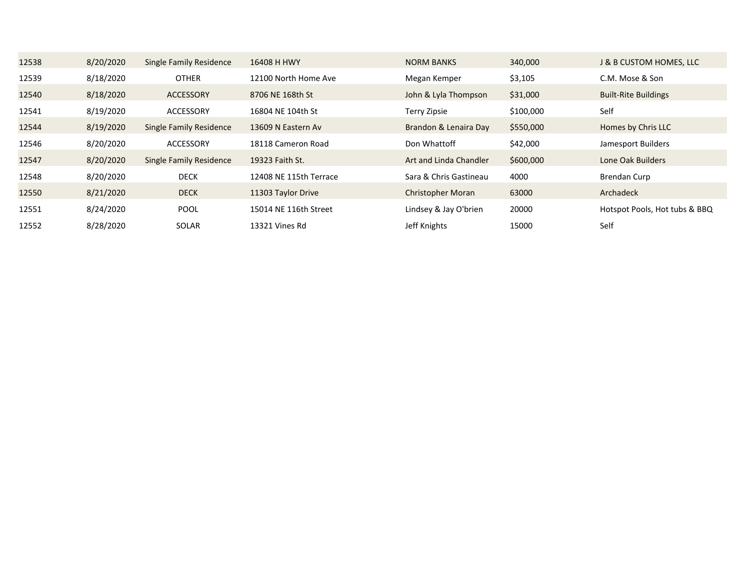| | | | | | | |
|---|---|---|---|---|---|---|
| 12538 | 8/20/2020 | Single Family Residence | 16408 H HWY | NORM BANKS | 340,000 | J & B CUSTOM HOMES, LLC |
| 12539 | 8/18/2020 | OTHER | 12100 North Home Ave | Megan Kemper | $3,105 | C.M. Mose & Son |
| 12540 | 8/18/2020 | ACCESSORY | 8706 NE 168th St | John & Lyla Thompson | $31,000 | Built-Rite Buildings |
| 12541 | 8/19/2020 | ACCESSORY | 16804 NE 104th St | Terry Zipsie | $100,000 | Self |
| 12544 | 8/19/2020 | Single Family Residence | 13609 N Eastern Av | Brandon & Lenaira Day | $550,000 | Homes by Chris LLC |
| 12546 | 8/20/2020 | ACCESSORY | 18118 Cameron Road | Don Whattoff | $42,000 | Jamesport Builders |
| 12547 | 8/20/2020 | Single Family Residence | 19323 Faith St. | Art and Linda Chandler | $600,000 | Lone Oak Builders |
| 12548 | 8/20/2020 | DECK | 12408 NE 115th Terrace | Sara & Chris Gastineau | 4000 | Brendan Curp |
| 12550 | 8/21/2020 | DECK | 11303 Taylor Drive | Christopher Moran | 63000 | Archadeck |
| 12551 | 8/24/2020 | POOL | 15014 NE 116th Street | Lindsey & Jay O'brien | 20000 | Hotspot Pools, Hot tubs & BBQ |
| 12552 | 8/28/2020 | SOLAR | 13321 Vines Rd | Jeff Knights | 15000 | Self |